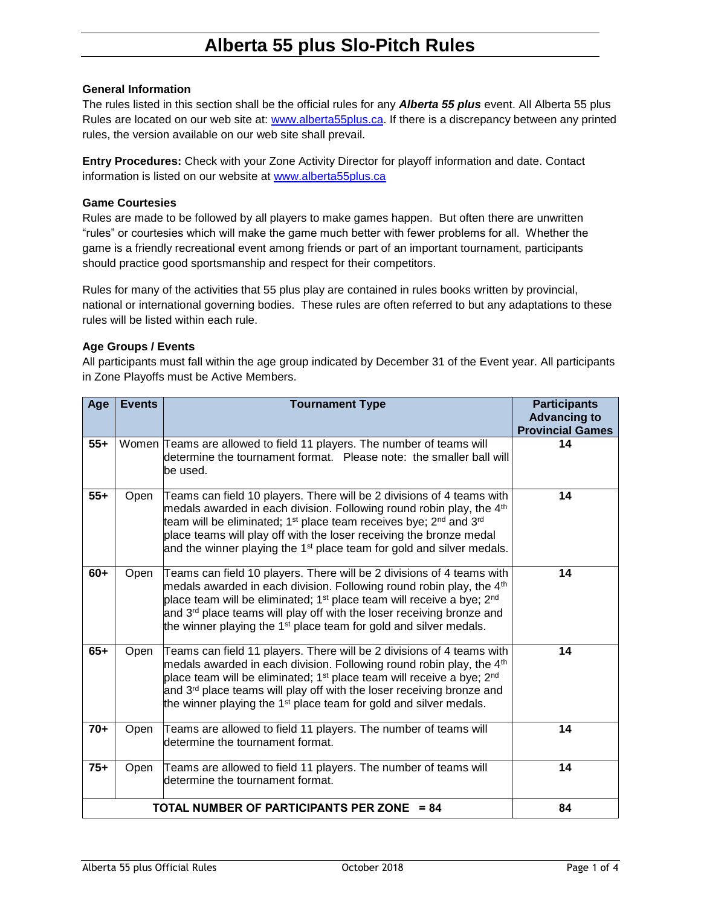# Alberta 55 plus Slo-Pitch Rules

**General Information**
The rules listed in this section shall be the official rules for any ***Alberta 55 plus*** event. All Alberta 55 plus Rules are located on our web site at: [www.alberta55plus.ca](www.alberta55plus.ca). If there is a discrepancy between any printed rules, the version available on our web site shall prevail.

**Entry Procedures:** Check with your Zone Activity Director for playoff information and date. Contact information is listed on our website at [www.alberta55plus.ca](www.alberta55plus.ca)

**Game Courtesies**
Rules are made to be followed by all players to make games happen. But often there are unwritten "rules" or courtesies which will make the game much better with fewer problems for all. Whether the game is a friendly recreational event among friends or part of an important tournament, participants should practice good sportsmanship and respect for their competitors.

Rules for many of the activities that 55 plus play are contained in rules books written by provincial, national or international governing bodies. These rules are often referred to but any adaptations to these rules will be listed within each rule.

**Age Groups / Events**
All participants must fall within the age group indicated by December 31 of the Event year. All participants in Zone Playoffs must be Active Members.

| Age | Events | Tournament Type | Participants Advancing to Provincial Games |
|---|---|---|---|
| 55+ | Women | Teams are allowed to field 11 players. The number of teams will determine the tournament format. Please note: the smaller ball will be used. | 14 |
| 55+ | Open | Teams can field 10 players. There will be 2 divisions of 4 teams with medals awarded in each division. Following round robin play, the 4th team will be eliminated; 1st place team receives bye; 2nd and 3rd place teams will play off with the loser receiving the bronze medal and the winner playing the 1st place team for gold and silver medals. | 14 |
| 60+ | Open | Teams can field 10 players. There will be 2 divisions of 4 teams with medals awarded in each division. Following round robin play, the 4th place team will be eliminated; 1st place team will receive a bye; 2nd and 3rd place teams will play off with the loser receiving bronze and the winner playing the 1st place team for gold and silver medals. | 14 |
| 65+ | Open | Teams can field 11 players. There will be 2 divisions of 4 teams with medals awarded in each division. Following round robin play, the 4th place team will be eliminated; 1st place team will receive a bye; 2nd and 3rd place teams will play off with the loser receiving bronze and the winner playing the 1st place team for gold and silver medals. | 14 |
| 70+ | Open | Teams are allowed to field 11 players. The number of teams will determine the tournament format. | 14 |
| 75+ | Open | Teams are allowed to field 11 players. The number of teams will determine the tournament format. | 14 |
| **TOTAL NUMBER OF PARTICIPANTS PER ZONE = 84** | | | **84** |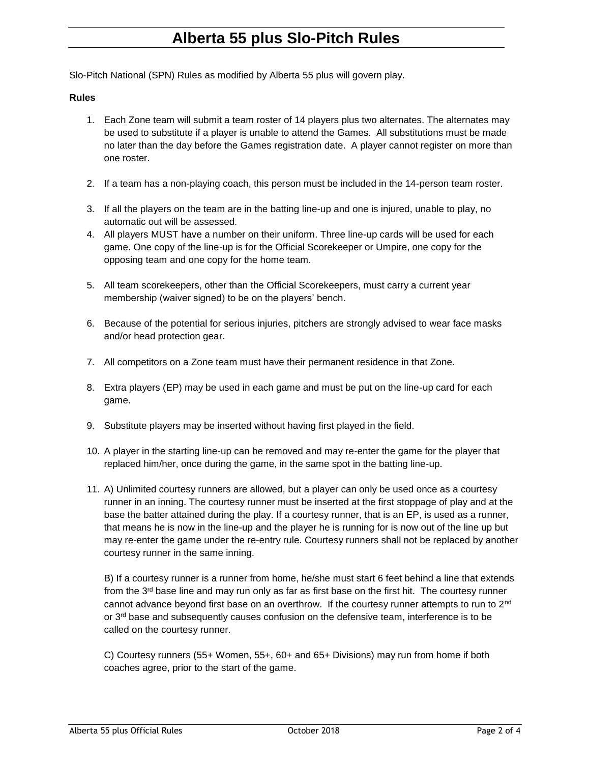# Alberta 55 plus Slo-Pitch Rules

Slo-Pitch National (SPN) Rules as modified by Alberta 55 plus will govern play.

**Rules**

1. Each Zone team will submit a team roster of 14 players plus two alternates. The alternates may be used to substitute if a player is unable to attend the Games. All substitutions must be made no later than the day before the Games registration date. A player cannot register on more than one roster.

2. If a team has a non-playing coach, this person must be included in the 14-person team roster.

3. If all the players on the team are in the batting line-up and one is injured, unable to play, no automatic out will be assessed.

4. All players MUST have a number on their uniform. Three line-up cards will be used for each game. One copy of the line-up is for the Official Scorekeeper or Umpire, one copy for the opposing team and one copy for the home team.

5. All team scorekeepers, other than the Official Scorekeepers, must carry a current year membership (waiver signed) to be on the players' bench.

6. Because of the potential for serious injuries, pitchers are strongly advised to wear face masks and/or head protection gear.

7. All competitors on a Zone team must have their permanent residence in that Zone.

8. Extra players (EP) may be used in each game and must be put on the line-up card for each game.

9. Substitute players may be inserted without having first played in the field.

10. A player in the starting line-up can be removed and may re-enter the game for the player that replaced him/her, once during the game, in the same spot in the batting line-up.

11. A) Unlimited courtesy runners are allowed, but a player can only be used once as a courtesy runner in an inning. The courtesy runner must be inserted at the first stoppage of play and at the base the batter attained during the play. If a courtesy runner, that is an EP, is used as a runner, that means he is now in the line-up and the player he is running for is now out of the line up but may re-enter the game under the re-entry rule. Courtesy runners shall not be replaced by another courtesy runner in the same inning.

    B) If a courtesy runner is a runner from home, he/she must start 6 feet behind a line that extends from the 3rd base line and may run only as far as first base on the first hit. The courtesy runner cannot advance beyond first base on an overthrow. If the courtesy runner attempts to run to 2nd or 3rd base and subsequently causes confusion on the defensive team, interference is to be called on the courtesy runner.

    C) Courtesy runners (55+ Women, 55+, 60+ and 65+ Divisions) may run from home if both coaches agree, prior to the start of the game.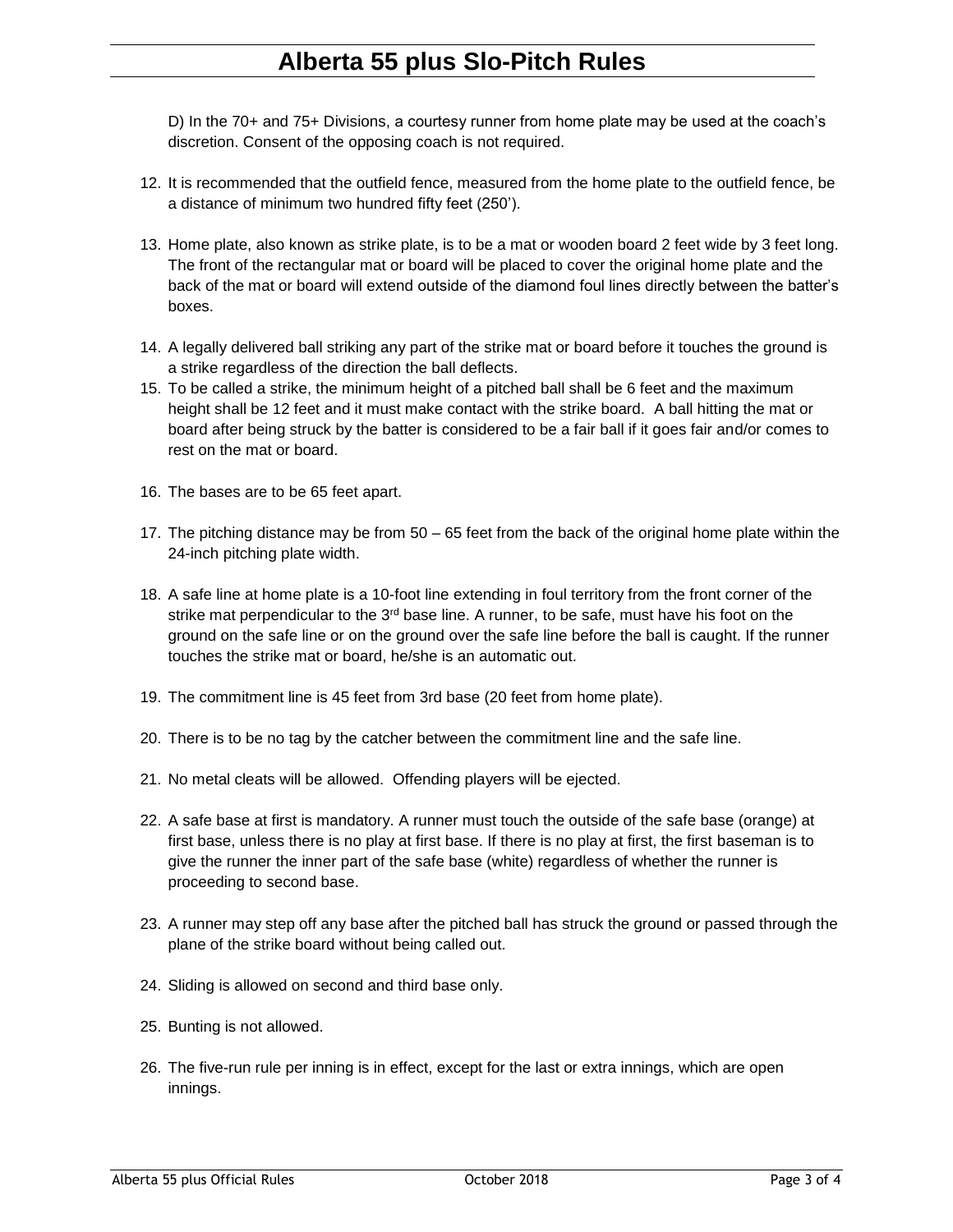D) In the 70+ and 75+ Divisions, a courtesy runner from home plate may be used at the coach's discretion. Consent of the opposing coach is not required.

12. It is recommended that the outfield fence, measured from the home plate to the outfield fence, be a distance of minimum two hundred fifty feet (250').

13. Home plate, also known as strike plate, is to be a mat or wooden board 2 feet wide by 3 feet long. The front of the rectangular mat or board will be placed to cover the original home plate and the back of the mat or board will extend outside of the diamond foul lines directly between the batter's boxes.

14. A legally delivered ball striking any part of the strike mat or board before it touches the ground is a strike regardless of the direction the ball deflects.
15. To be called a strike, the minimum height of a pitched ball shall be 6 feet and the maximum height shall be 12 feet and it must make contact with the strike board. A ball hitting the mat or board after being struck by the batter is considered to be a fair ball if it goes fair and/or comes to rest on the mat or board.

16. The bases are to be 65 feet apart.

17. The pitching distance may be from 50 – 65 feet from the back of the original home plate within the 24-inch pitching plate width.

18. A safe line at home plate is a 10-foot line extending in foul territory from the front corner of the strike mat perpendicular to the 3rd base line. A runner, to be safe, must have his foot on the ground on the safe line or on the ground over the safe line before the ball is caught. If the runner touches the strike mat or board, he/she is an automatic out.

19. The commitment line is 45 feet from 3rd base (20 feet from home plate).

20. There is to be no tag by the catcher between the commitment line and the safe line.

21. No metal cleats will be allowed. Offending players will be ejected.

22. A safe base at first is mandatory. A runner must touch the outside of the safe base (orange) at first base, unless there is no play at first base. If there is no play at first, the first baseman is to give the runner the inner part of the safe base (white) regardless of whether the runner is proceeding to second base.

23. A runner may step off any base after the pitched ball has struck the ground or passed through the plane of the strike board without being called out.

24. Sliding is allowed on second and third base only.

25. Bunting is not allowed.

26. The five-run rule per inning is in effect, except for the last or extra innings, which are open innings.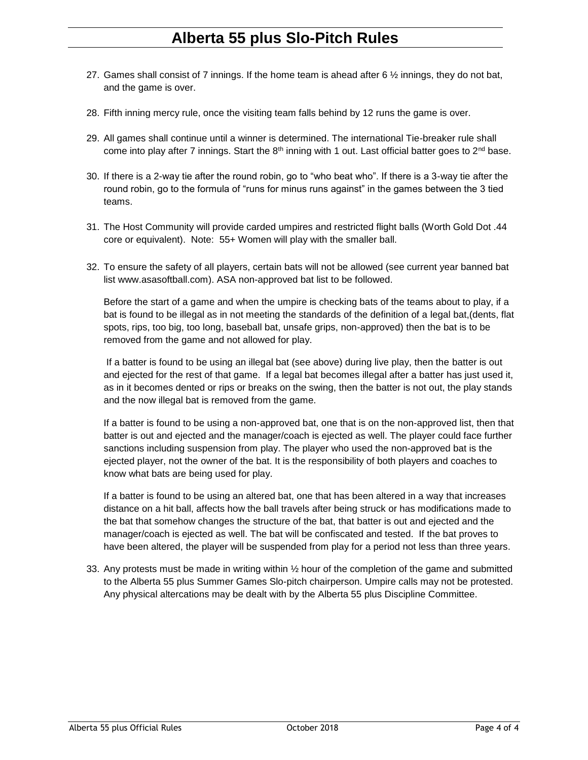# Alberta 55 plus Slo-Pitch Rules

27. Games shall consist of 7 innings. If the home team is ahead after 6 ½ innings, they do not bat, and the game is over.

28. Fifth inning mercy rule, once the visiting team falls behind by 12 runs the game is over.

29. All games shall continue until a winner is determined. The international Tie-breaker rule shall come into play after 7 innings. Start the 8th inning with 1 out. Last official batter goes to 2nd base.

30. If there is a 2-way tie after the round robin, go to "who beat who". If there is a 3-way tie after the round robin, go to the formula of "runs for minus runs against" in the games between the 3 tied teams.

31. The Host Community will provide carded umpires and restricted flight balls (Worth Gold Dot .44 core or equivalent). Note: 55+ Women will play with the smaller ball.

32. To ensure the safety of all players, certain bats will not be allowed (see current year banned bat list www.asasoftball.com). ASA non-approved bat list to be followed.

    Before the start of a game and when the umpire is checking bats of the teams about to play, if a bat is found to be illegal as in not meeting the standards of the definition of a legal bat,(dents, flat spots, rips, too big, too long, baseball bat, unsafe grips, non-approved) then the bat is to be removed from the game and not allowed for play.

    If a batter is found to be using an illegal bat (see above) during live play, then the batter is out and ejected for the rest of that game. If a legal bat becomes illegal after a batter has just used it, as in it becomes dented or rips or breaks on the swing, then the batter is not out, the play stands and the now illegal bat is removed from the game.

    If a batter is found to be using a non-approved bat, one that is on the non-approved list, then that batter is out and ejected and the manager/coach is ejected as well. The player could face further sanctions including suspension from play. The player who used the non-approved bat is the ejected player, not the owner of the bat. It is the responsibility of both players and coaches to know what bats are being used for play.

    If a batter is found to be using an altered bat, one that has been altered in a way that increases distance on a hit ball, affects how the ball travels after being struck or has modifications made to the bat that somehow changes the structure of the bat, that batter is out and ejected and the manager/coach is ejected as well. The bat will be confiscated and tested. If the bat proves to have been altered, the player will be suspended from play for a period not less than three years.

33. Any protests must be made in writing within ½ hour of the completion of the game and submitted to the Alberta 55 plus Summer Games Slo-pitch chairperson. Umpire calls may not be protested. Any physical altercations may be dealt with by the Alberta 55 plus Discipline Committee.